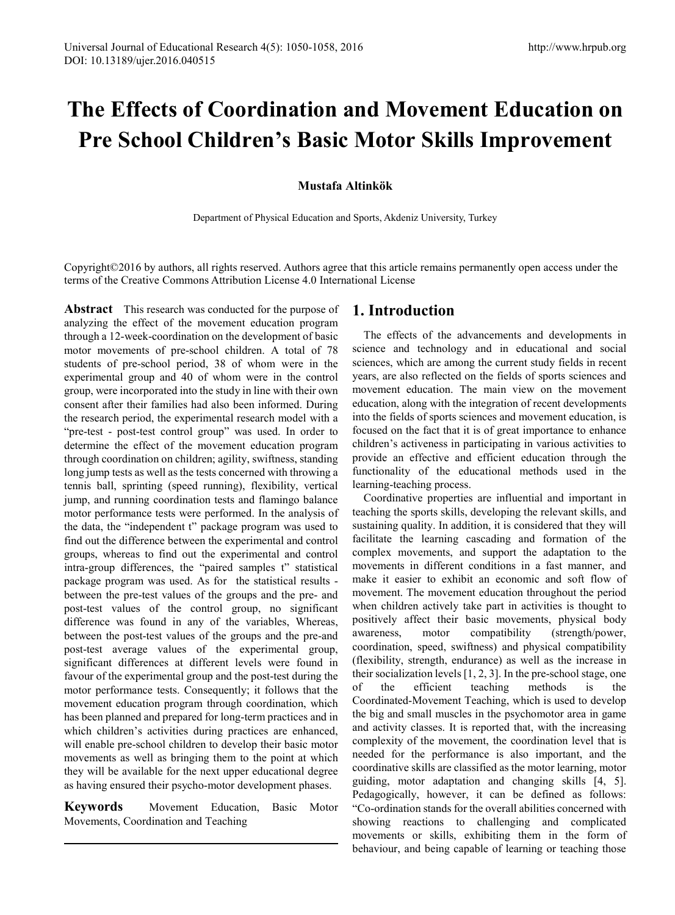# The Effects of Coordination and Movement Education on Pre School Children's Basic Motor Skills Improvement

**Mustafa Altinkök**

Department of Physical Education and Sports, Akdeniz University, Turkey

Copyright©2016 by authors, all rights reserved. Authors agree that this article remains permanently open access under the terms of the Creative Commons Attribution License 4.0 International License

**Abstract** This research was conducted for the purpose of analyzing the effect of the movement education program through a 12-week-coordination on the development of basic motor movements of pre-school children. A total of 78 students of pre-school period, 38 of whom were in the experimental group and 40 of whom were in the control group, were incorporated into the study in line with their own consent after their families had also been informed. During the research period, the experimental research model with a "pre-test - post-test control group" was used. In order to determine the effect of the movement education program through coordination on children; agility, swiftness, standing long jump tests as well as the tests concerned with throwing a tennis ball, sprinting (speed running), flexibility, vertical jump, and running coordination tests and flamingo balance motor performance tests were performed. In the analysis of the data, the "independent t" package program was used to find out the difference between the experimental and control groups, whereas to find out the experimental and control intra-group differences, the "paired samples t" statistical package program was used. As for the statistical results - between the pre-test values of the groups and the pre- and post-test values of the control group, no significant difference was found in any of the variables, Whereas, between the post-test values of the groups and the pre-and post-test average values of the experimental group, significant differences at different levels were found in favour of the experimental group and the post-test during the motor performance tests. Consequently; it follows that the movement education program through coordination, which has been planned and prepared for long-term practices and in which children's activities during practices are enhanced, will enable pre-school children to develop their basic motor movements as well as bringing them to the point at which they will be available for the next upper educational degree as having ensured their psycho-motor development phases.

**Keywords** Movement Education, Basic Motor Movements, Coordination and Teaching

## 1. Introduction

The effects of the advancements and developments in science and technology and in educational and social sciences, which are among the current study fields in recent years, are also reflected on the fields of sports sciences and movement education. The main view on the movement education, along with the integration of recent developments into the fields of sports sciences and movement education, is focused on the fact that it is of great importance to enhance children's activeness in participating in various activities to provide an effective and efficient education through the functionality of the educational methods used in the learning-teaching process.

Coordinative properties are influential and important in teaching the sports skills, developing the relevant skills, and sustaining quality. In addition, it is considered that they will facilitate the learning cascading and formation of the complex movements, and support the adaptation to the movements in different conditions in a fast manner, and make it easier to exhibit an economic and soft flow of movement. The movement education throughout the period when children actively take part in activities is thought to positively affect their basic movements, physical body awareness, motor compatibility (strength/power, coordination, speed, swiftness) and physical compatibility (flexibility, strength, endurance) as well as the increase in their socialization levels [1, 2, 3]. In the pre-school stage, one of the efficient teaching methods is the Coordinated-Movement Teaching, which is used to develop the big and small muscles in the psychomotor area in game and activity classes. It is reported that, with the increasing complexity of the movement, the coordination level that is needed for the performance is also important, and the coordinative skills are classified as the motor learning, motor guiding, motor adaptation and changing skills [4, 5]. Pedagogically, however, it can be defined as follows: "Co-ordination stands for the overall abilities concerned with showing reactions to challenging and complicated movements or skills, exhibiting them in the form of behaviour, and being capable of learning or teaching those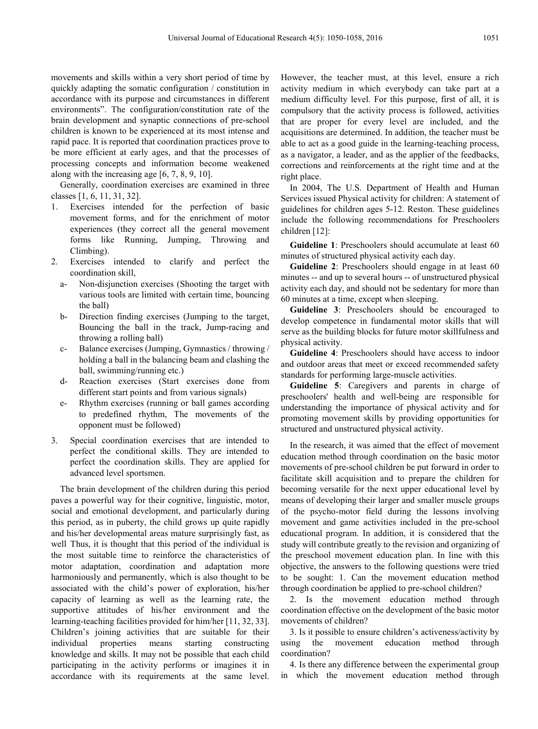movements and skills within a very short period of time by quickly adapting the somatic configuration / constitution in accordance with its purpose and circumstances in different environments". The configuration/constitution rate of the brain development and synaptic connections of pre-school children is known to be experienced at its most intense and rapid pace. It is reported that coordination practices prove to be more efficient at early ages, and that the processes of processing concepts and information become weakened along with the increasing age [6, 7, 8, 9, 10].

Generally, coordination exercises are examined in three classes [1, 6, 11, 31, 32].

1. Exercises intended for the perfection of basic movement forms, and for the enrichment of motor experiences (they correct all the general movement forms like Running, Jumping, Throwing and Climbing).
2. Exercises intended to clarify and perfect the coordination skill,
   - a- Non-disjunction exercises (Shooting the target with various tools are limited with certain time, bouncing the ball)
   - b- Direction finding exercises (Jumping to the target, Bouncing the ball in the track, Jump-racing and throwing a rolling ball)
   - c- Balance exercises (Jumping, Gymnastics / throwing / holding a ball in the balancing beam and clashing the ball, swimming/running etc.)
   - d- Reaction exercises (Start exercises done from different start points and from various signals)
   - e- Rhythm exercises (running or ball games according to predefined rhythm, The movements of the opponent must be followed)
3. Special coordination exercises that are intended to perfect the conditional skills. They are intended to perfect the coordination skills. They are applied for advanced level sportsmen.

The brain development of the children during this period paves a powerful way for their cognitive, linguistic, motor, social and emotional development, and particularly during this period, as in puberty, the child grows up quite rapidly and his/her developmental areas mature surprisingly fast, as well Thus, it is thought that this period of the individual is the most suitable time to reinforce the characteristics of motor adaptation, coordination and adaptation more harmoniously and permanently, which is also thought to be associated with the child's power of exploration, his/her capacity of learning as well as the learning rate, the supportive attitudes of his/her environment and the learning-teaching facilities provided for him/her [11, 32, 33]. Children's joining activities that are suitable for their individual properties means starting constructing knowledge and skills. It may not be possible that each child participating in the activity performs or imagines it in accordance with its requirements at the same level. However, the teacher must, at this level, ensure a rich activity medium in which everybody can take part at a medium difficulty level. For this purpose, first of all, it is compulsory that the activity process is followed, activities that are proper for every level are included, and the acquisitions are determined. In addition, the teacher must be able to act as a good guide in the learning-teaching process, as a navigator, a leader, and as the applier of the feedbacks, corrections and reinforcements at the right time and at the right place.

In 2004, The U.S. Department of Health and Human Services issued Physical activity for children: A statement of guidelines for children ages 5-12. Reston. These guidelines include the following recommendations for Preschoolers children [12]:

**Guideline 1**: Preschoolers should accumulate at least 60 minutes of structured physical activity each day.

**Guideline 2**: Preschoolers should engage in at least 60 minutes -- and up to several hours -- of unstructured physical activity each day, and should not be sedentary for more than 60 minutes at a time, except when sleeping.

**Guideline 3**: Preschoolers should be encouraged to develop competence in fundamental motor skills that will serve as the building blocks for future motor skillfulness and physical activity.

**Guideline 4**: Preschoolers should have access to indoor and outdoor areas that meet or exceed recommended safety standards for performing large-muscle activities.

**Guideline 5**: Caregivers and parents in charge of preschoolers' health and well-being are responsible for understanding the importance of physical activity and for promoting movement skills by providing opportunities for structured and unstructured physical activity.

In the research, it was aimed that the effect of movement education method through coordination on the basic motor movements of pre-school children be put forward in order to facilitate skill acquisition and to prepare the children for becoming versatile for the next upper educational level by means of developing their larger and smaller muscle groups of the psycho-motor field during the lessons involving movement and game activities included in the pre-school educational program. In addition, it is considered that the study will contribute greatly to the revision and organizing of the preschool movement education plan. In line with this objective, the answers to the following questions were tried to be sought: 1. Can the movement education method through coordination be applied to pre-school children?

2. Is the movement education method through coordination effective on the development of the basic motor movements of children?

3. Is it possible to ensure children's activeness/activity by using the movement education method through coordination?

4. Is there any difference between the experimental group in which the movement education method through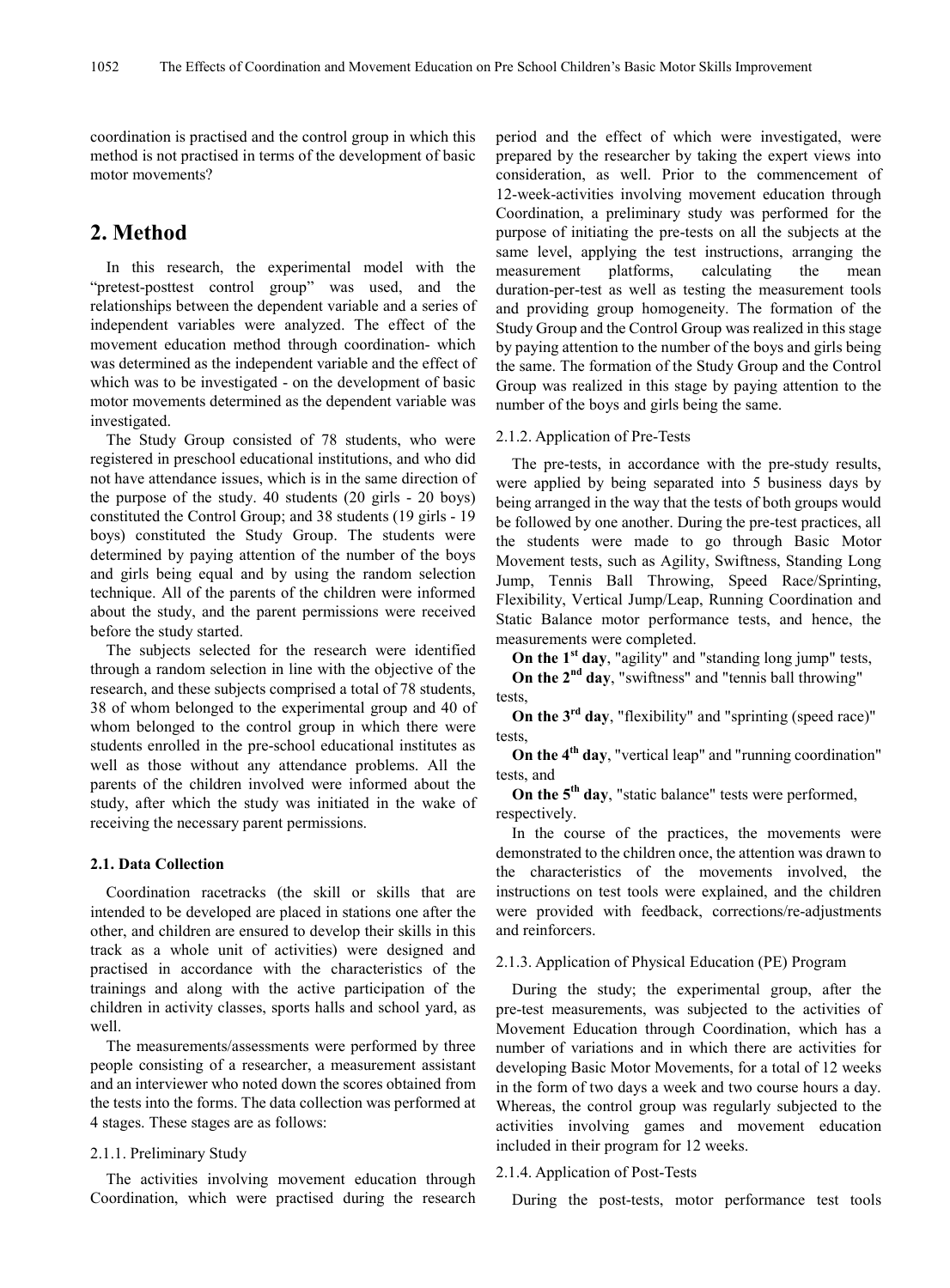coordination is practised and the control group in which this method is not practised in terms of the development of basic motor movements?

## 2. Method

In this research, the experimental model with the "pretest-posttest control group" was used, and the relationships between the dependent variable and a series of independent variables were analyzed. The effect of the movement education method through coordination- which was determined as the independent variable and the effect of which was to be investigated - on the development of basic motor movements determined as the dependent variable was investigated.

The Study Group consisted of 78 students, who were registered in preschool educational institutions, and who did not have attendance issues, which is in the same direction of the purpose of the study. 40 students (20 girls - 20 boys) constituted the Control Group; and 38 students (19 girls - 19 boys) constituted the Study Group. The students were determined by paying attention of the number of the boys and girls being equal and by using the random selection technique. All of the parents of the children were informed about the study, and the parent permissions were received before the study started.

The subjects selected for the research were identified through a random selection in line with the objective of the research, and these subjects comprised a total of 78 students, 38 of whom belonged to the experimental group and 40 of whom belonged to the control group in which there were students enrolled in the pre-school educational institutes as well as those without any attendance problems. All the parents of the children involved were informed about the study, after which the study was initiated in the wake of receiving the necessary parent permissions.

### 2.1. Data Collection

Coordination racetracks (the skill or skills that are intended to be developed are placed in stations one after the other, and children are ensured to develop their skills in this track as a whole unit of activities) were designed and practised in accordance with the characteristics of the trainings and along with the active participation of the children in activity classes, sports halls and school yard, as well.

The measurements/assessments were performed by three people consisting of a researcher, a measurement assistant and an interviewer who noted down the scores obtained from the tests into the forms. The data collection was performed at 4 stages. These stages are as follows:

#### 2.1.1. Preliminary Study

The activities involving movement education through Coordination, which were practised during the research period and the effect of which were investigated, were prepared by the researcher by taking the expert views into consideration, as well. Prior to the commencement of 12-week-activities involving movement education through Coordination, a preliminary study was performed for the purpose of initiating the pre-tests on all the subjects at the same level, applying the test instructions, arranging the measurement platforms, calculating the mean duration-per-test as well as testing the measurement tools and providing group homogeneity. The formation of the Study Group and the Control Group was realized in this stage by paying attention to the number of the boys and girls being the same. The formation of the Study Group and the Control Group was realized in this stage by paying attention to the number of the boys and girls being the same.

#### 2.1.2. Application of Pre-Tests

The pre-tests, in accordance with the pre-study results, were applied by being separated into 5 business days by being arranged in the way that the tests of both groups would be followed by one another. During the pre-test practices, all the students were made to go through Basic Motor Movement tests, such as Agility, Swiftness, Standing Long Jump, Tennis Ball Throwing, Speed Race/Sprinting, Flexibility, Vertical Jump/Leap, Running Coordination and Static Balance motor performance tests, and hence, the measurements were completed.

**On the 1st day**, "agility" and "standing long jump" tests,
**On the 2nd day**, "swiftness" and "tennis ball throwing" tests,
**On the 3rd day**, "flexibility" and "sprinting (speed race)" tests,
**On the 4th day**, "vertical leap" and "running coordination" tests, and
**On the 5th day**, "static balance" tests were performed, respectively.

In the course of the practices, the movements were demonstrated to the children once, the attention was drawn to the characteristics of the movements involved, the instructions on test tools were explained, and the children were provided with feedback, corrections/re-adjustments and reinforcers.

#### 2.1.3. Application of Physical Education (PE) Program

During the study; the experimental group, after the pre-test measurements, was subjected to the activities of Movement Education through Coordination, which has a number of variations and in which there are activities for developing Basic Motor Movements, for a total of 12 weeks in the form of two days a week and two course hours a day. Whereas, the control group was regularly subjected to the activities involving games and movement education included in their program for 12 weeks.

#### 2.1.4. Application of Post-Tests

During the post-tests, motor performance test tools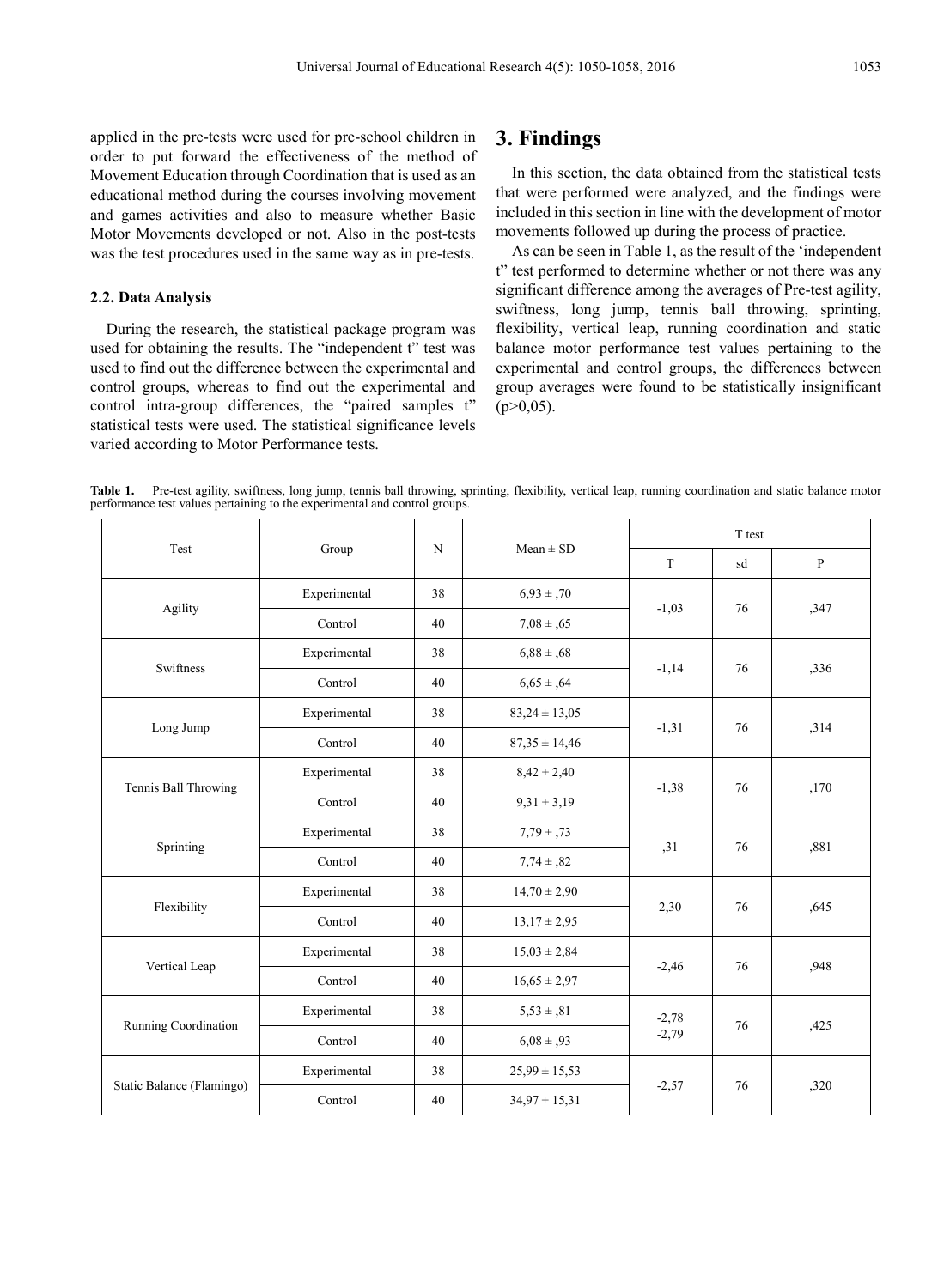applied in the pre-tests were used for pre-school children in order to put forward the effectiveness of the method of Movement Education through Coordination that is used as an educational method during the courses involving movement and games activities and also to measure whether Basic Motor Movements developed or not. Also in the post-tests was the test procedures used in the same way as in pre-tests.

### 2.2. Data Analysis

During the research, the statistical package program was used for obtaining the results. The "independent t" test was used to find out the difference between the experimental and control groups, whereas to find out the experimental and control intra-group differences, the "paired samples t" statistical tests were used. The statistical significance levels varied according to Motor Performance tests.

## 3. Findings

In this section, the data obtained from the statistical tests that were performed were analyzed, and the findings were included in this section in line with the development of motor movements followed up during the process of practice.

As can be seen in Table 1, as the result of the 'independent t" test performed to determine whether or not there was any significant difference among the averages of Pre-test agility, swiftness, long jump, tennis ball throwing, sprinting, flexibility, vertical leap, running coordination and static balance motor performance test values pertaining to the experimental and control groups, the differences between group averages were found to be statistically insignificant (p>0,05).

**Table 1.** Pre-test agility, swiftness, long jump, tennis ball throwing, sprinting, flexibility, vertical leap, running coordination and static balance motor performance test values pertaining to the experimental and control groups.

| Test | Group | N | Mean ± SD | T test | | |
|---|---|---|---|---|---|---|
| | | | | T | sd | P |
| Agility | Experimental | 38 | 6,93 ± ,70 | -1,03 | 76 | ,347 |
| | Control | 40 | 7,08 ± ,65 | | | |
| Swiftness | Experimental | 38 | 6,88 ± ,68 | -1,14 | 76 | ,336 |
| | Control | 40 | 6,65 ± ,64 | | | |
| Long Jump | Experimental | 38 | 83,24 ± 13,05 | -1,31 | 76 | ,314 |
| | Control | 40 | 87,35 ± 14,46 | | | |
| Tennis Ball Throwing | Experimental | 38 | 8,42 ± 2,40 | -1,38 | 76 | ,170 |
| | Control | 40 | 9,31 ± 3,19 | | | |
| Sprinting | Experimental | 38 | 7,79 ± ,73 | ,31 | 76 | ,881 |
| | Control | 40 | 7,74 ± ,82 | | | |
| Flexibility | Experimental | 38 | 14,70 ± 2,90 | 2,30 | 76 | ,645 |
| | Control | 40 | 13,17 ± 2,95 | | | |
| Vertical Leap | Experimental | 38 | 15,03 ± 2,84 | -2,46 | 76 | ,948 |
| | Control | 40 | 16,65 ± 2,97 | | | |
| Running Coordination | Experimental | 38 | 5,53 ± ,81 | -2,78 -2,79 | 76 | ,425 |
| | Control | 40 | 6,08 ± ,93 | | | |
| Static Balance (Flamingo) | Experimental | 38 | 25,99 ± 15,53 | -2,57 | 76 | ,320 |
| | Control | 40 | 34,97 ± 15,31 | | | |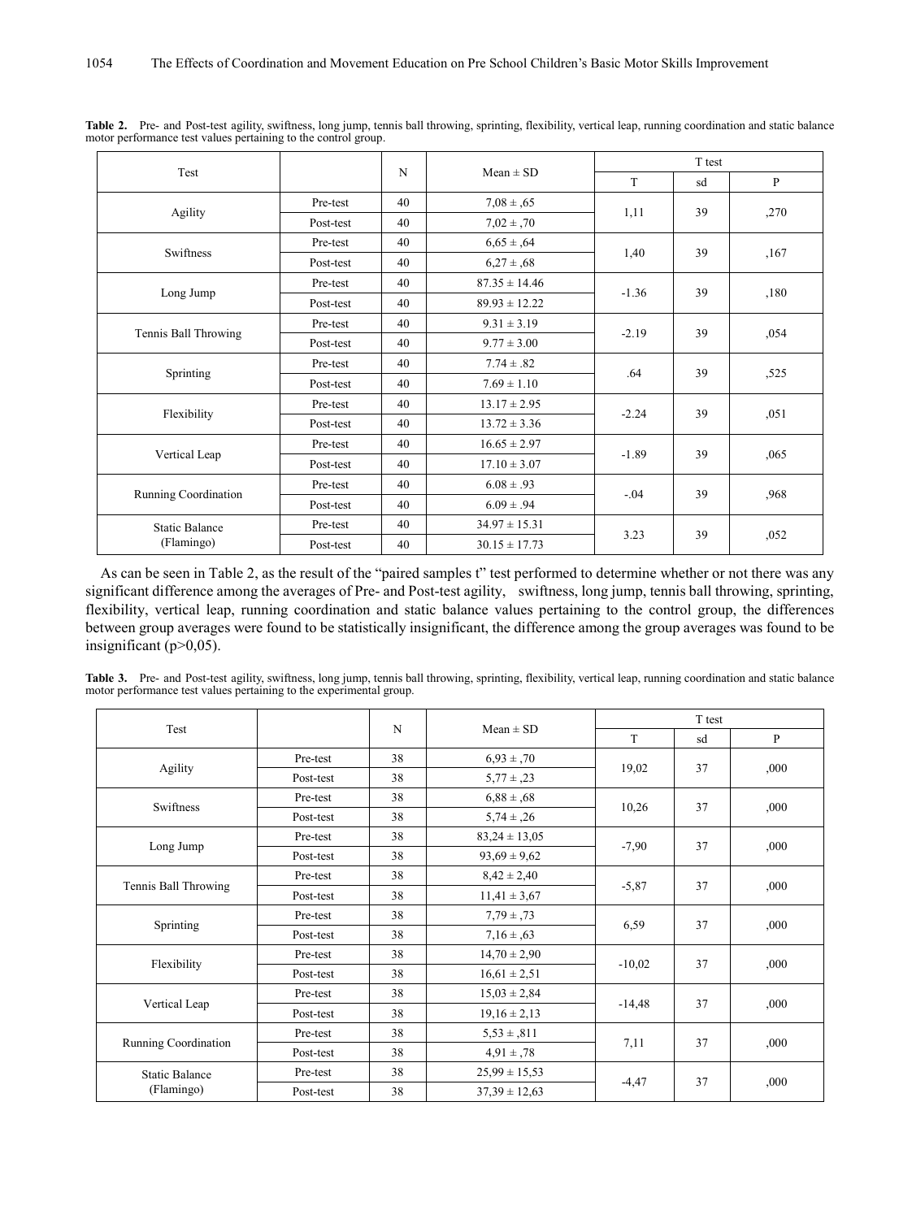**Table 2.** Pre- and Post-test agility, swiftness, long jump, tennis ball throwing, sprinting, flexibility, vertical leap, running coordination and static balance motor performance test values pertaining to the control group.

| Test | | N | Mean ± SD | T test | | |
|---|---|---|---|---|---|---|
| | | | | T | sd | P |
| Agility | Pre-test | 40 | 7,08 ± ,65 | 1,11 | 39 | ,270 |
| | Post-test | 40 | 7,02 ± ,70 | | | |
| Swiftness | Pre-test | 40 | 6,65 ± ,64 | 1,40 | 39 | ,167 |
| | Post-test | 40 | 6,27 ± ,68 | | | |
| Long Jump | Pre-test | 40 | 87.35 ± 14.46 | -1.36 | 39 | ,180 |
| | Post-test | 40 | 89.93 ± 12.22 | | | |
| Tennis Ball Throwing | Pre-test | 40 | 9.31 ± 3.19 | -2.19 | 39 | ,054 |
| | Post-test | 40 | 9.77 ± 3.00 | | | |
| Sprinting | Pre-test | 40 | 7.74 ± .82 | .64 | 39 | ,525 |
| | Post-test | 40 | 7.69 ± 1.10 | | | |
| Flexibility | Pre-test | 40 | 13.17 ± 2.95 | -2.24 | 39 | ,051 |
| | Post-test | 40 | 13.72 ± 3.36 | | | |
| Vertical Leap | Pre-test | 40 | 16.65 ± 2.97 | -1.89 | 39 | ,065 |
| | Post-test | 40 | 17.10 ± 3.07 | | | |
| Running Coordination | Pre-test | 40 | 6.08 ± .93 | -.04 | 39 | ,968 |
| | Post-test | 40 | 6.09 ± .94 | | | |
| Static Balance (Flamingo) | Pre-test | 40 | 34.97 ± 15.31 | 3.23 | 39 | ,052 |
| | Post-test | 40 | 30.15 ± 17.73 | | | |

As can be seen in Table 2, as the result of the "paired samples t" test performed to determine whether or not there was any significant difference among the averages of Pre- and Post-test agility, swiftness, long jump, tennis ball throwing, sprinting, flexibility, vertical leap, running coordination and static balance values pertaining to the control group, the differences between group averages were found to be statistically insignificant, the difference among the group averages was found to be insignificant ($p>0,05$).

**Table 3.** Pre- and Post-test agility, swiftness, long jump, tennis ball throwing, sprinting, flexibility, vertical leap, running coordination and static balance motor performance test values pertaining to the experimental group.

| Test | | N | Mean ± SD | T test | | |
|---|---|---|---|---|---|---|
| | | | | T | sd | P |
| Agility | Pre-test | 38 | 6,93 ± ,70 | 19,02 | 37 | ,000 |
| | Post-test | 38 | 5,77 ± ,23 | | | |
| Swiftness | Pre-test | 38 | 6,88 ± ,68 | 10,26 | 37 | ,000 |
| | Post-test | 38 | 5,74 ± ,26 | | | |
| Long Jump | Pre-test | 38 | 83,24 ± 13,05 | -7,90 | 37 | ,000 |
| | Post-test | 38 | 93,69 ± 9,62 | | | |
| Tennis Ball Throwing | Pre-test | 38 | 8,42 ± 2,40 | -5,87 | 37 | ,000 |
| | Post-test | 38 | 11,41 ± 3,67 | | | |
| Sprinting | Pre-test | 38 | 7,79 ± ,73 | 6,59 | 37 | ,000 |
| | Post-test | 38 | 7,16 ± ,63 | | | |
| Flexibility | Pre-test | 38 | 14,70 ± 2,90 | -10,02 | 37 | ,000 |
| | Post-test | 38 | 16,61 ± 2,51 | | | |
| Vertical Leap | Pre-test | 38 | 15,03 ± 2,84 | -14,48 | 37 | ,000 |
| | Post-test | 38 | 19,16 ± 2,13 | | | |
| Running Coordination | Pre-test | 38 | 5,53 ± ,811 | 7,11 | 37 | ,000 |
| | Post-test | 38 | 4,91 ± ,78 | | | |
| Static Balance (Flamingo) | Pre-test | 38 | 25,99 ± 15,53 | -4,47 | 37 | ,000 |
| | Post-test | 38 | 37,39 ± 12,63 | | | |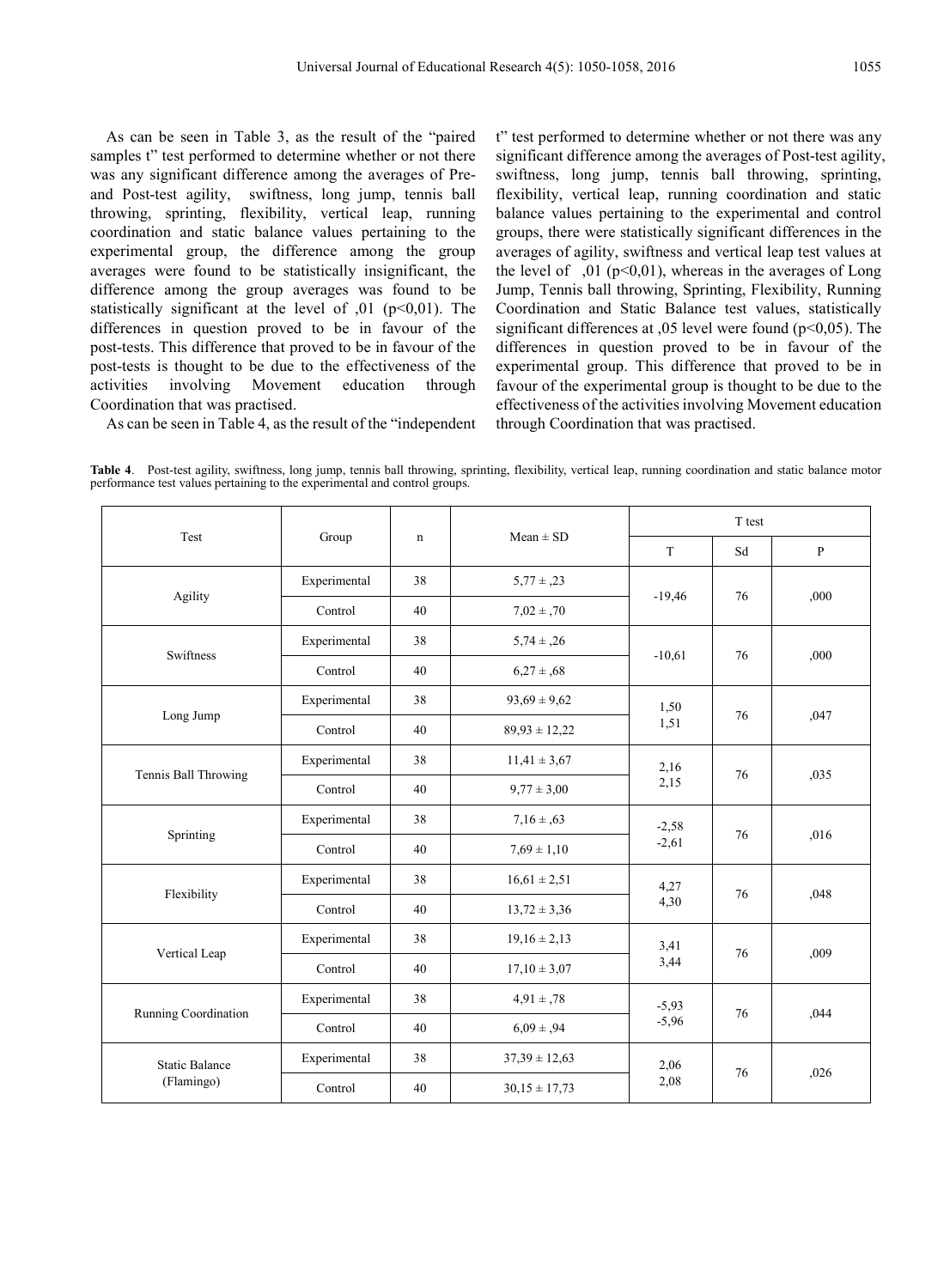As can be seen in Table 3, as the result of the "paired samples t" test performed to determine whether or not there was any significant difference among the averages of Pre- and Post-test agility, swiftness, long jump, tennis ball throwing, sprinting, flexibility, vertical leap, running coordination and static balance values pertaining to the experimental group, the difference among the group averages were found to be statistically insignificant, the difference among the group averages was found to be statistically significant at the level of ,01 ($p<0,01$). The differences in question proved to be in favour of the post-tests. This difference that proved to be in favour of the post-tests is thought to be due to the effectiveness of the activities involving Movement education through Coordination that was practised.

As can be seen in Table 4, as the result of the "independent t" test performed to determine whether or not there was any significant difference among the averages of Post-test agility, swiftness, long jump, tennis ball throwing, sprinting, flexibility, vertical leap, running coordination and static balance values pertaining to the experimental and control groups, there were statistically significant differences in the averages of agility, swiftness and vertical leap test values at the level of ,01 ($p<0,01$), whereas in the averages of Long Jump, Tennis ball throwing, Sprinting, Flexibility, Running Coordination and Static Balance test values, statistically significant differences at ,05 level were found ($p<0,05$). The differences in question proved to be in favour of the experimental group. This difference that proved to be in favour of the experimental group is thought to be due to the effectiveness of the activities involving Movement education through Coordination that was practised.

**Table 4**. Post-test agility, swiftness, long jump, tennis ball throwing, sprinting, flexibility, vertical leap, running coordination and static balance motor performance test values pertaining to the experimental and control groups.

| Test | Group | n | Mean ± SD | T test | | |
|---|---|---|---|---|---|---|
| | | | | T | Sd | P |
| Agility | Experimental | 38 | 5,77 ± ,23 | -19,46 | 76 | ,000 |
| | Control | 40 | 7,02 ± ,70 | | | |
| Swiftness | Experimental | 38 | 5,74 ± ,26 | -10,61 | 76 | ,000 |
| | Control | 40 | 6,27 ± ,68 | | | |
| Long Jump | Experimental | 38 | 93,69 ± 9,62 | 1,50<br>1,51 | 76 | ,047 |
| | Control | 40 | 89,93 ± 12,22 | | | |
| Tennis Ball Throwing | Experimental | 38 | 11,41 ± 3,67 | 2,16<br>2,15 | 76 | ,035 |
| | Control | 40 | 9,77 ± 3,00 | | | |
| Sprinting | Experimental | 38 | 7,16 ± ,63 | -2,58<br>-2,61 | 76 | ,016 |
| | Control | 40 | 7,69 ± 1,10 | | | |
| Flexibility | Experimental | 38 | 16,61 ± 2,51 | 4,27<br>4,30 | 76 | ,048 |
| | Control | 40 | 13,72 ± 3,36 | | | |
| Vertical Leap | Experimental | 38 | 19,16 ± 2,13 | 3,41<br>3,44 | 76 | ,009 |
| | Control | 40 | 17,10 ± 3,07 | | | |
| Running Coordination | Experimental | 38 | 4,91 ± ,78 | -5,93<br>-5,96 | 76 | ,044 |
| | Control | 40 | 6,09 ± ,94 | | | |
| Static Balance (Flamingo) | Experimental | 38 | 37,39 ± 12,63 | 2,06<br>2,08 | 76 | ,026 |
| | Control | 40 | 30,15 ± 17,73 | | | |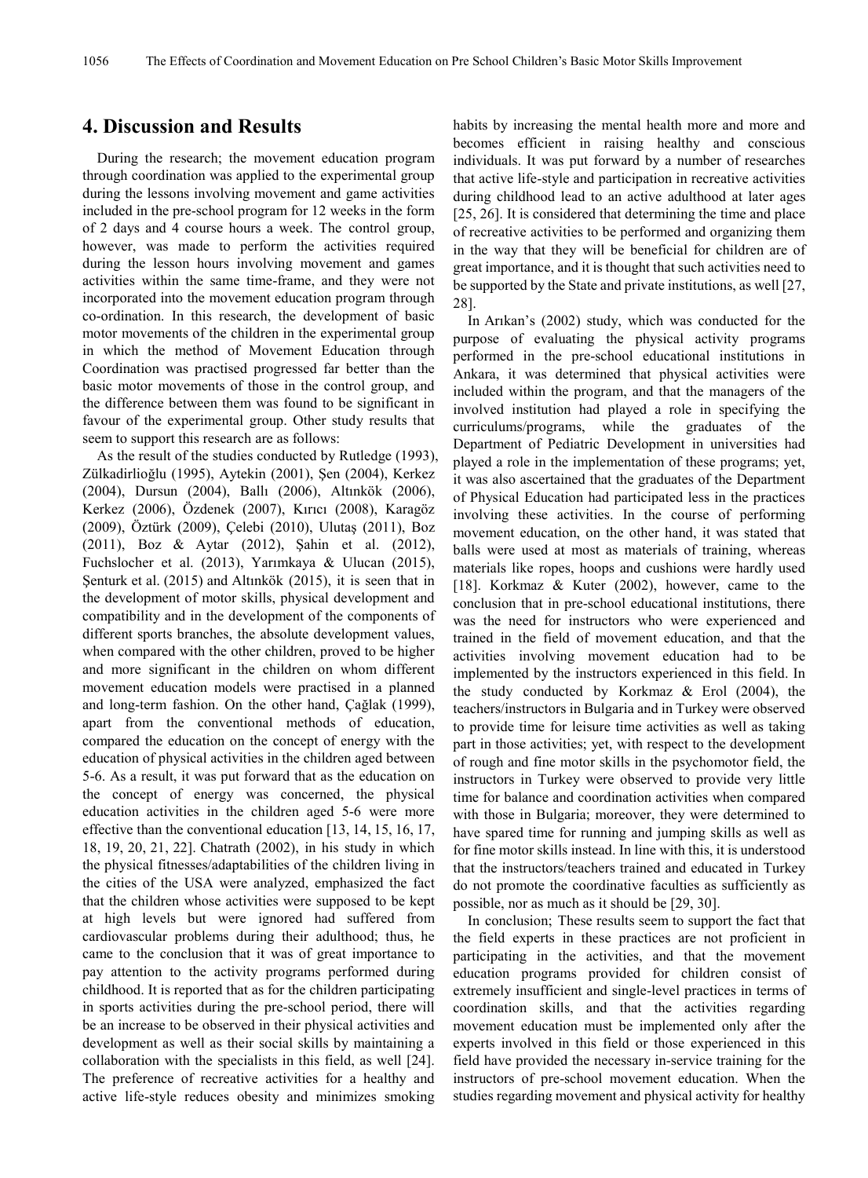## 4. Discussion and Results

During the research; the movement education program through coordination was applied to the experimental group during the lessons involving movement and game activities included in the pre-school program for 12 weeks in the form of 2 days and 4 course hours a week. The control group, however, was made to perform the activities required during the lesson hours involving movement and games activities within the same time-frame, and they were not incorporated into the movement education program through co-ordination. In this research, the development of basic motor movements of the children in the experimental group in which the method of Movement Education through Coordination was practised progressed far better than the basic motor movements of those in the control group, and the difference between them was found to be significant in favour of the experimental group. Other study results that seem to support this research are as follows:

As the result of the studies conducted by Rutledge (1993), Zülkadirlioğlu (1995), Aytekin (2001), Şen (2004), Kerkez (2004), Dursun (2004), Ballı (2006), Altınkök (2006), Kerkez (2006), Özdenek (2007), Kırıcı (2008), Karagöz (2009), Öztürk (2009), Çelebi (2010), Ulutaş (2011), Boz (2011), Boz & Aytar (2012), Şahin et al. (2012), Fuchslocher et al. (2013), Yarımkaya & Ulucan (2015), Şenturk et al. (2015) and Altınkök (2015), it is seen that in the development of motor skills, physical development and compatibility and in the development of the components of different sports branches, the absolute development values, when compared with the other children, proved to be higher and more significant in the children on whom different movement education models were practised in a planned and long-term fashion. On the other hand, Çağlak (1999), apart from the conventional methods of education, compared the education on the concept of energy with the education of physical activities in the children aged between 5-6. As a result, it was put forward that as the education on the concept of energy was concerned, the physical education activities in the children aged 5-6 were more effective than the conventional education [13, 14, 15, 16, 17, 18, 19, 20, 21, 22]. Chatrath (2002), in his study in which the physical fitnesses/adaptabilities of the children living in the cities of the USA were analyzed, emphasized the fact that the children whose activities were supposed to be kept at high levels but were ignored had suffered from cardiovascular problems during their adulthood; thus, he came to the conclusion that it was of great importance to pay attention to the activity programs performed during childhood. It is reported that as for the children participating in sports activities during the pre-school period, there will be an increase to be observed in their physical activities and development as well as their social skills by maintaining a collaboration with the specialists in this field, as well [24]. The preference of recreative activities for a healthy and active life-style reduces obesity and minimizes smoking habits by increasing the mental health more and more and becomes efficient in raising healthy and conscious individuals. It was put forward by a number of researches that active life-style and participation in recreative activities during childhood lead to an active adulthood at later ages [25, 26]. It is considered that determining the time and place of recreative activities to be performed and organizing them in the way that they will be beneficial for children are of great importance, and it is thought that such activities need to be supported by the State and private institutions, as well [27, 28].

In Arıkan's (2002) study, which was conducted for the purpose of evaluating the physical activity programs performed in the pre-school educational institutions in Ankara, it was determined that physical activities were included within the program, and that the managers of the involved institution had played a role in specifying the curriculums/programs, while the graduates of the Department of Pediatric Development in universities had played a role in the implementation of these programs; yet, it was also ascertained that the graduates of the Department of Physical Education had participated less in the practices involving these activities. In the course of performing movement education, on the other hand, it was stated that balls were used at most as materials of training, whereas materials like ropes, hoops and cushions were hardly used [18]. Korkmaz & Kuter (2002), however, came to the conclusion that in pre-school educational institutions, there was the need for instructors who were experienced and trained in the field of movement education, and that the activities involving movement education had to be implemented by the instructors experienced in this field. In the study conducted by Korkmaz & Erol (2004), the teachers/instructors in Bulgaria and in Turkey were observed to provide time for leisure time activities as well as taking part in those activities; yet, with respect to the development of rough and fine motor skills in the psychomotor field, the instructors in Turkey were observed to provide very little time for balance and coordination activities when compared with those in Bulgaria; moreover, they were determined to have spared time for running and jumping skills as well as for fine motor skills instead. In line with this, it is understood that the instructors/teachers trained and educated in Turkey do not promote the coordinative faculties as sufficiently as possible, nor as much as it should be [29, 30].

In conclusion; These results seem to support the fact that the field experts in these practices are not proficient in participating in the activities, and that the movement education programs provided for children consist of extremely insufficient and single-level practices in terms of coordination skills, and that the activities regarding movement education must be implemented only after the experts involved in this field or those experienced in this field have provided the necessary in-service training for the instructors of pre-school movement education. When the studies regarding movement and physical activity for healthy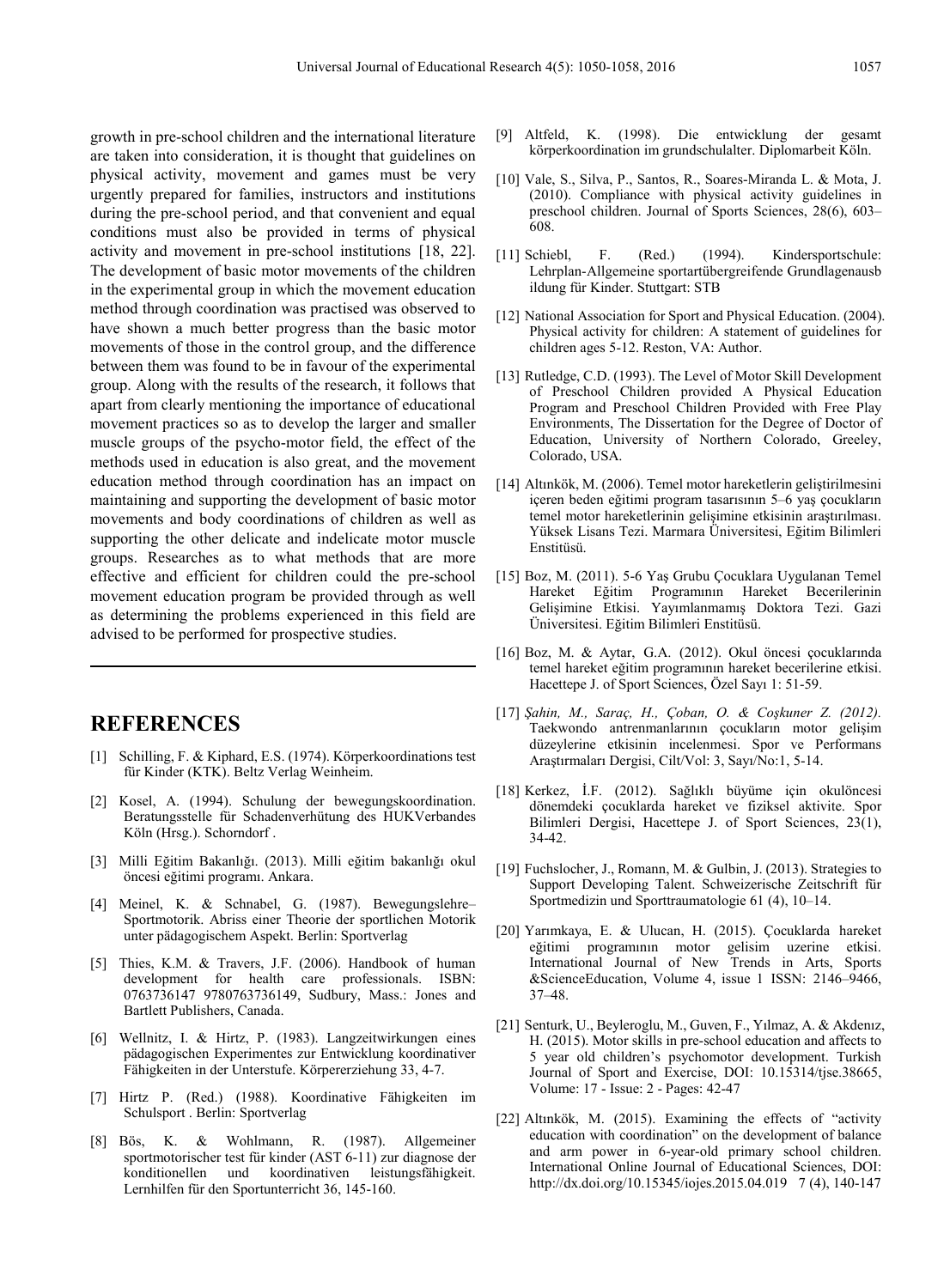growth in pre-school children and the international literature are taken into consideration, it is thought that guidelines on physical activity, movement and games must be very urgently prepared for families, instructors and institutions during the pre-school period, and that convenient and equal conditions must also be provided in terms of physical activity and movement in pre-school institutions [18, 22]. The development of basic motor movements of the children in the experimental group in which the movement education method through coordination was practised was observed to have shown a much better progress than the basic motor movements of those in the control group, and the difference between them was found to be in favour of the experimental group. Along with the results of the research, it follows that apart from clearly mentioning the importance of educational movement practices so as to develop the larger and smaller muscle groups of the psycho-motor field, the effect of the methods used in education is also great, and the movement education method through coordination has an impact on maintaining and supporting the development of basic motor movements and body coordinations of children as well as supporting the other delicate and indelicate motor muscle groups. Researches as to what methods that are more effective and efficient for children could the pre-school movement education program be provided through as well as determining the problems experienced in this field are advised to be performed for prospective studies.

## REFERENCES

[1] Schilling, F. & Kiphard, E.S. (1974). Körperkoordinations test für Kinder (KTK). Beltz Verlag Weinheim.

[2] Kosel, A. (1994). Schulung der bewegungskoordination. Beratungsstelle für Schadenverhütung des HUKVerbandes Köln (Hrsg.). Schorndorf .

[3] Milli Eğitim Bakanlığı. (2013). Milli eğitim bakanlığı okul öncesi eğitimi programı. Ankara.

[4] Meinel, K. & Schnabel, G. (1987). Bewegungslehre– Sportmotorik. Abriss einer Theorie der sportlichen Motorik unter pädagogischem Aspekt. Berlin: Sportverlag

[5] Thies, K.M. & Travers, J.F. (2006). Handbook of human development for health care professionals. ISBN: 0763736147 9780763736149, Sudbury, Mass.: Jones and Bartlett Publishers, Canada.

[6] Wellnitz, I. & Hirtz, P. (1983). Langzeitwirkungen eines pädagogischen Experimentes zur Entwicklung koordinativer Fähigkeiten in der Unterstufe. Körpererziehung 33, 4-7.

[7] Hirtz P. (Red.) (1988). Koordinative Fähigkeiten im Schulsport . Berlin: Sportverlag

[8] Bös, K. & Wohlmann, R. (1987). Allgemeiner sportmotorischer test für kinder (AST 6-11) zur diagnose der konditionellen und koordinativen leistungsfähigkeit. Lernhilfen für den Sportunterricht 36, 145-160.

[9] Altfeld, K. (1998). Die entwicklung der gesamt körperkoordination im grundschulalter. Diplomarbeit Köln.

[10] Vale, S., Silva, P., Santos, R., Soares-Miranda L. & Mota, J. (2010). Compliance with physical activity guidelines in preschool children. Journal of Sports Sciences, 28(6), 603–608.

[11] Schiebl, F. (Red.) (1994). Kindersportschule: Lehrplan-Allgemeine sportartübergreifende Grundlagenausb ildung für Kinder. Stuttgart: STB

[12] National Association for Sport and Physical Education. (2004). Physical activity for children: A statement of guidelines for children ages 5-12. Reston, VA: Author.

[13] Rutledge, C.D. (1993). The Level of Motor Skill Development of Preschool Children provided A Physical Education Program and Preschool Children Provided with Free Play Environments, The Dissertation for the Degree of Doctor of Education, University of Northern Colorado, Greeley, Colorado, USA.

[14] Altınkök, M. (2006). Temel motor hareketlerin geliştirilmesini içeren beden eğitimi program tasarısının 5–6 yaş çocukların temel motor hareketlerinin gelişimine etkisinin araştırılması. Yüksek Lisans Tezi. Marmara Üniversitesi, Eğitim Bilimleri Enstitüsü.

[15] Boz, M. (2011). 5-6 Yaş Grubu Çocuklara Uygulanan Temel Hareket Eğitim Programının Hareket Becerilerinin Gelişimine Etkisi. Yayımlanmamış Doktora Tezi. Gazi Üniversitesi. Eğitim Bilimleri Enstitüsü.

[16] Boz, M. & Aytar, G.A. (2012). Okul öncesi çocuklarında temel hareket eğitim programının hareket becerilerine etkisi. Hacettepe J. of Sport Sciences, Özel Sayı 1: 51-59.

[17] *Şahin, M., Saraç, H., Çoban, O. & Coşkuner Z. (2012).* Taekwondo antrenmanlarının çocukların motor gelişim düzeylerine etkisinin incelenmesi. Spor ve Performans Araştırmaları Dergisi, Cilt/Vol: 3, Sayı/No:1, 5-14.

[18] Kerkez, İ.F. (2012). Sağlıklı büyüme için okulöncesi dönemdeki çocuklarda hareket ve fiziksel aktivite. Spor Bilimleri Dergisi, Hacettepe J. of Sport Sciences, 23(1), 34-42.

[19] Fuchslocher, J., Romann, M. & Gulbin, J. (2013). Strategies to Support Developing Talent. Schweizerische Zeitschrift für Sportmedizin und Sporttraumatologie 61 (4), 10–14.

[20] Yarımkaya, E. & Ulucan, H. (2015). Çocuklarda hareket eğitimi programının motor gelisim uzerine etkisi. International Journal of New Trends in Arts, Sports &ScienceEducation, Volume 4, issue 1 ISSN: 2146–9466, 37–48.

[21] Senturk, U., Beyleroglu, M., Guven, F., Yılmaz, A. & Akdenız, H. (2015). Motor skills in pre-school education and affects to 5 year old children's psychomotor development. Turkish Journal of Sport and Exercise, DOI: 10.15314/tjse.38665, Volume: 17 - Issue: 2 - Pages: 42-47

[22] Altınkök, M. (2015). Examining the effects of "activity education with coordination" on the development of balance and arm power in 6-year-old primary school children. International Online Journal of Educational Sciences, DOI: http://dx.doi.org/10.15345/iojes.2015.04.019 7 (4), 140-147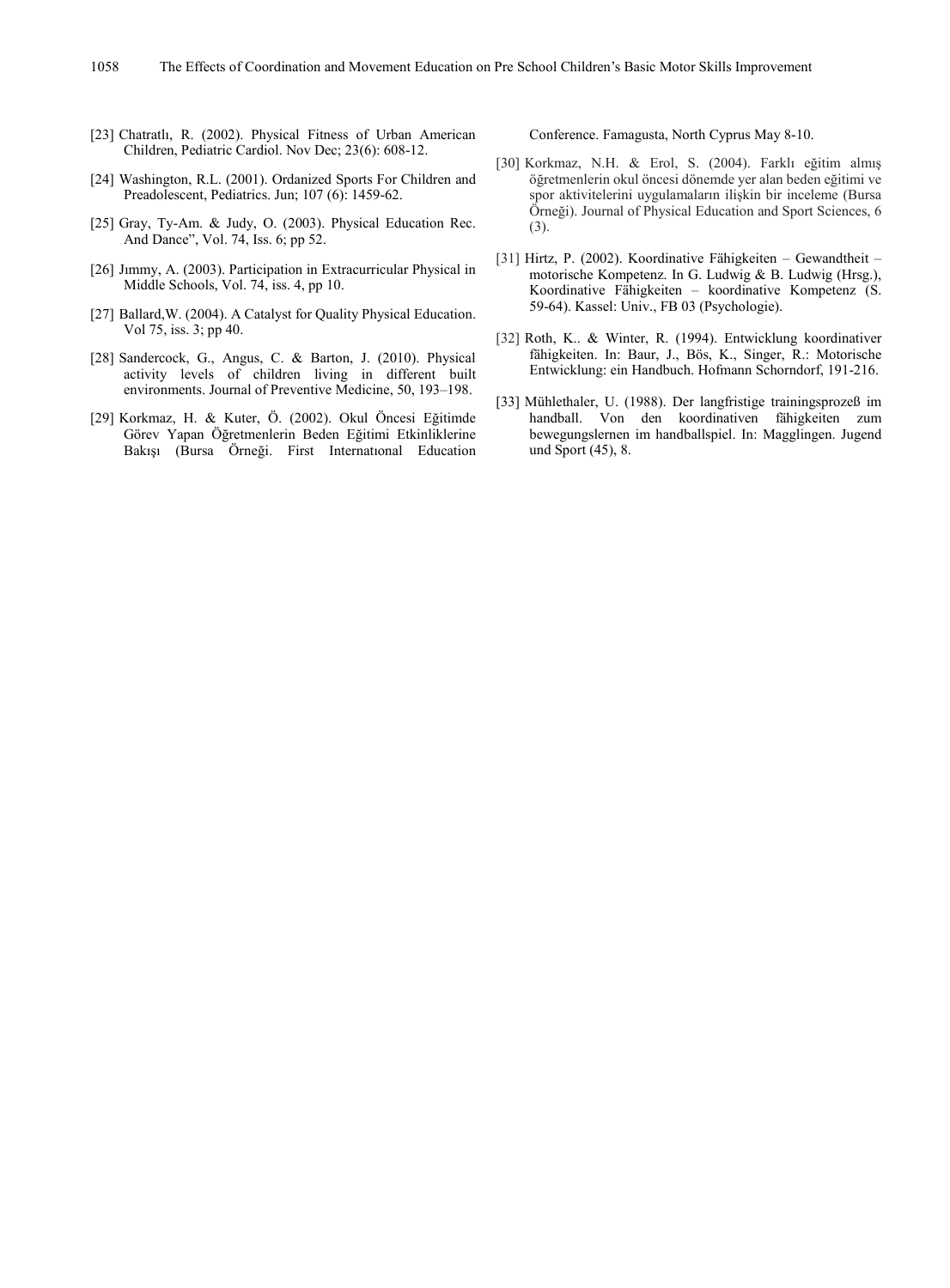[23] Chatratlı, R. (2002). Physical Fitness of Urban American Children, Pediatric Cardiol. Nov Dec; 23(6): 608-12.

[24] Washington, R.L. (2001). Ordanized Sports For Children and Preadolescent, Pediatrics. Jun; 107 (6): 1459-62.

[25] Gray, Ty-Am. & Judy, O. (2003). Physical Education Rec. And Dance", Vol. 74, Iss. 6; pp 52.

[26] Jımmy, A. (2003). Participation in Extracurricular Physical in Middle Schools, Vol. 74, iss. 4, pp 10.

[27] Ballard,W. (2004). A Catalyst for Quality Physical Education. Vol 75, iss. 3; pp 40.

[28] Sandercock, G., Angus, C. & Barton, J. (2010). Physical activity levels of children living in different built environments. Journal of Preventive Medicine, 50, 193–198.

[29] Korkmaz, H. & Kuter, Ö. (2002). Okul Öncesi Eğitimde Görev Yapan Öğretmenlerin Beden Eğitimi Etkinliklerine Bakışı (Bursa Örneği. First Internatıonal Education Conference. Famagusta, North Cyprus May 8-10.

[30] Korkmaz, N.H. & Erol, S. (2004). Farklı eğitim almış öğretmenlerin okul öncesi dönemde yer alan beden eğitimi ve spor aktivitelerini uygulamaların ilişkin bir inceleme (Bursa Örneği). Journal of Physical Education and Sport Sciences, 6 (3).

[31] Hirtz, P. (2002). Koordinative Fähigkeiten – Gewandtheit – motorische Kompetenz. In G. Ludwig & B. Ludwig (Hrsg.), Koordinative Fähigkeiten – koordinative Kompetenz (S. 59-64). Kassel: Univ., FB 03 (Psychologie).

[32] Roth, K.. & Winter, R. (1994). Entwicklung koordinativer fähigkeiten. In: Baur, J., Bös, K., Singer, R.: Motorische Entwicklung: ein Handbuch. Hofmann Schorndorf, 191-216.

[33] Mühlethaler, U. (1988). Der langfristige trainingsprozeß im handball. Von den koordinativen fähigkeiten zum bewegungslernen im handballspiel. In: Magglingen. Jugend und Sport (45), 8.